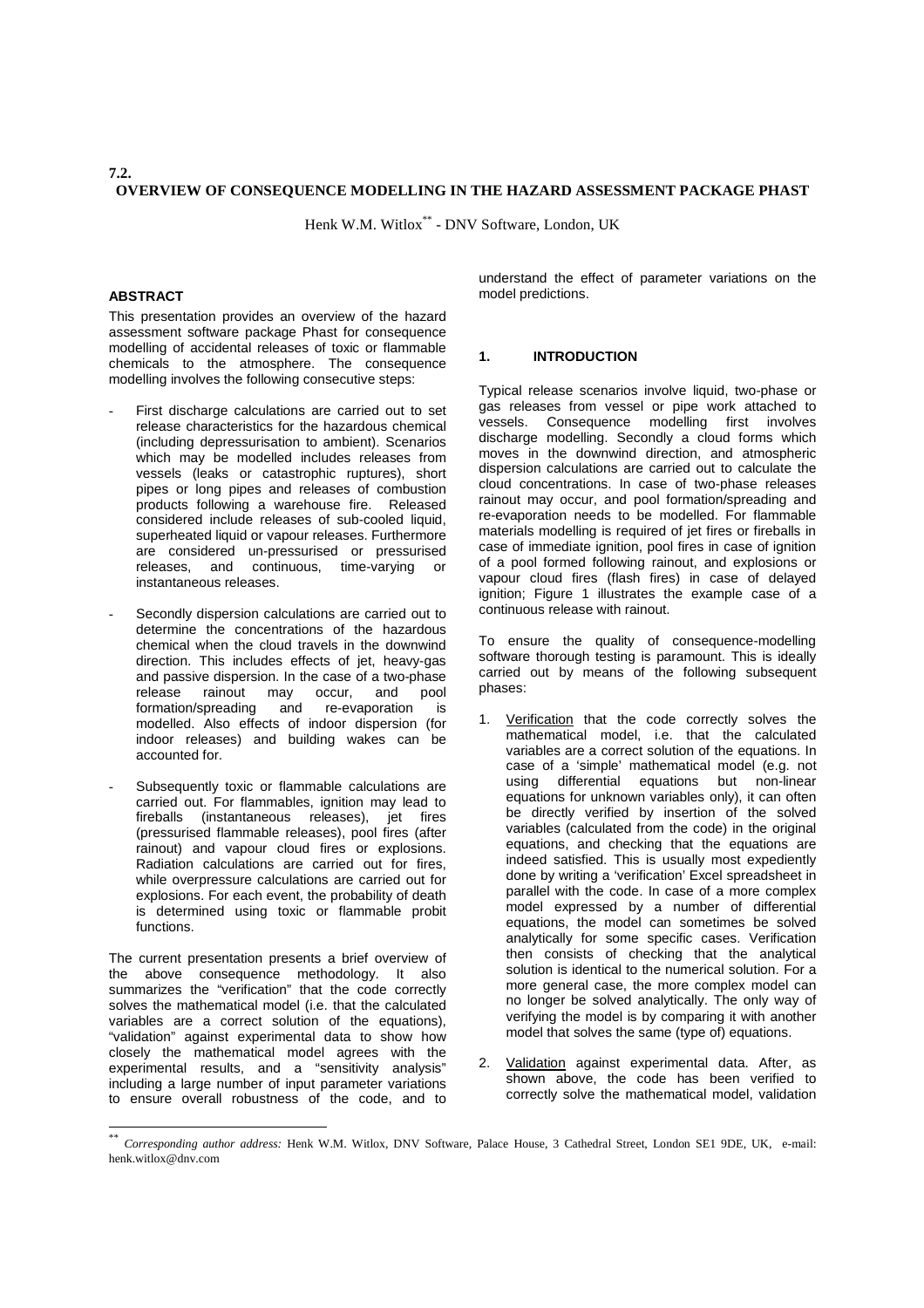7.2.

# OVERVIEW OF CONSEQUENCE MODELLING IN THE HAZARD ASSESSMENT PACKAGE PHAST

Henk W.M. Witlox[**] - DNV Software, London, UK

## ABSTRACT

This presentation provides an overview of the hazard assessment software package Phast for consequence modelling of accidental releases of toxic or flammable chemicals to the atmosphere. The consequence modelling involves the following consecutive steps:

- First discharge calculations are carried out to set release characteristics for the hazardous chemical (including depressurisation to ambient). Scenarios which may be modelled includes releases from vessels (leaks or catastrophic ruptures), short pipes or long pipes and releases of combustion products following a warehouse fire. Released considered include releases of sub-cooled liquid, superheated liquid or vapour releases. Furthermore are considered un-pressurised or pressurised releases, and continuous, time-varying or instantaneous releases.
- Secondly dispersion calculations are carried out to determine the concentrations of the hazardous chemical when the cloud travels in the downwind direction. This includes effects of jet, heavy-gas and passive dispersion. In the case of a two-phase release rainout may occur, and pool formation/spreading and re-evaporation is modelled. Also effects of indoor dispersion (for indoor releases) and building wakes can be accounted for.
- Subsequently toxic or flammable calculations are carried out. For flammables, ignition may lead to fireballs (instantaneous releases), jet fires (pressurised flammable releases), pool fires (after rainout) and vapour cloud fires or explosions. Radiation calculations are carried out for fires, while overpressure calculations are carried out for explosions. For each event, the probability of death is determined using toxic or flammable probit functions.

The current presentation presents a brief overview of the above consequence methodology. It also summarizes the "verification" that the code correctly solves the mathematical model (i.e. that the calculated variables are a correct solution of the equations), "validation" against experimental data to show how closely the mathematical model agrees with the experimental results, and a "sensitivity analysis" including a large number of input parameter variations to ensure overall robustness of the code, and to understand the effect of parameter variations on the model predictions.

## 1. INTRODUCTION

Typical release scenarios involve liquid, two-phase or gas releases from vessel or pipe work attached to vessels. Consequence modelling first involves discharge modelling. Secondly a cloud forms which moves in the downwind direction, and atmospheric dispersion calculations are carried out to calculate the cloud concentrations. In case of two-phase releases rainout may occur, and pool formation/spreading and re-evaporation needs to be modelled. For flammable materials modelling is required of jet fires or fireballs in case of immediate ignition, pool fires in case of ignition of a pool formed following rainout, and explosions or vapour cloud fires (flash fires) in case of delayed ignition; Figure 1 illustrates the example case of a continuous release with rainout.

To ensure the quality of consequence-modelling software thorough testing is paramount. This is ideally carried out by means of the following subsequent phases:

1. Verification that the code correctly solves the mathematical model, i.e. that the calculated variables are a correct solution of the equations. In case of a 'simple' mathematical model (e.g. not using differential equations but non-linear equations for unknown variables only), it can often be directly verified by insertion of the solved variables (calculated from the code) in the original equations, and checking that the equations are indeed satisfied. This is usually most expediently done by writing a 'verification' Excel spreadsheet in parallel with the code. In case of a more complex model expressed by a number of differential equations, the model can sometimes be solved analytically for some specific cases. Verification then consists of checking that the analytical solution is identical to the numerical solution. For a more general case, the more complex model can no longer be solved analytically. The only way of verifying the model is by comparing it with another model that solves the same (type of) equations.
2. Validation against experimental data. After, as shown above, the code has been verified to correctly solve the mathematical model, validation

[**] *Corresponding author address:* Henk W.M. Witlox, DNV Software, Palace House, 3 Cathedral Street, London SE1 9DE, UK, e-mail: henk.witlox@dnv.com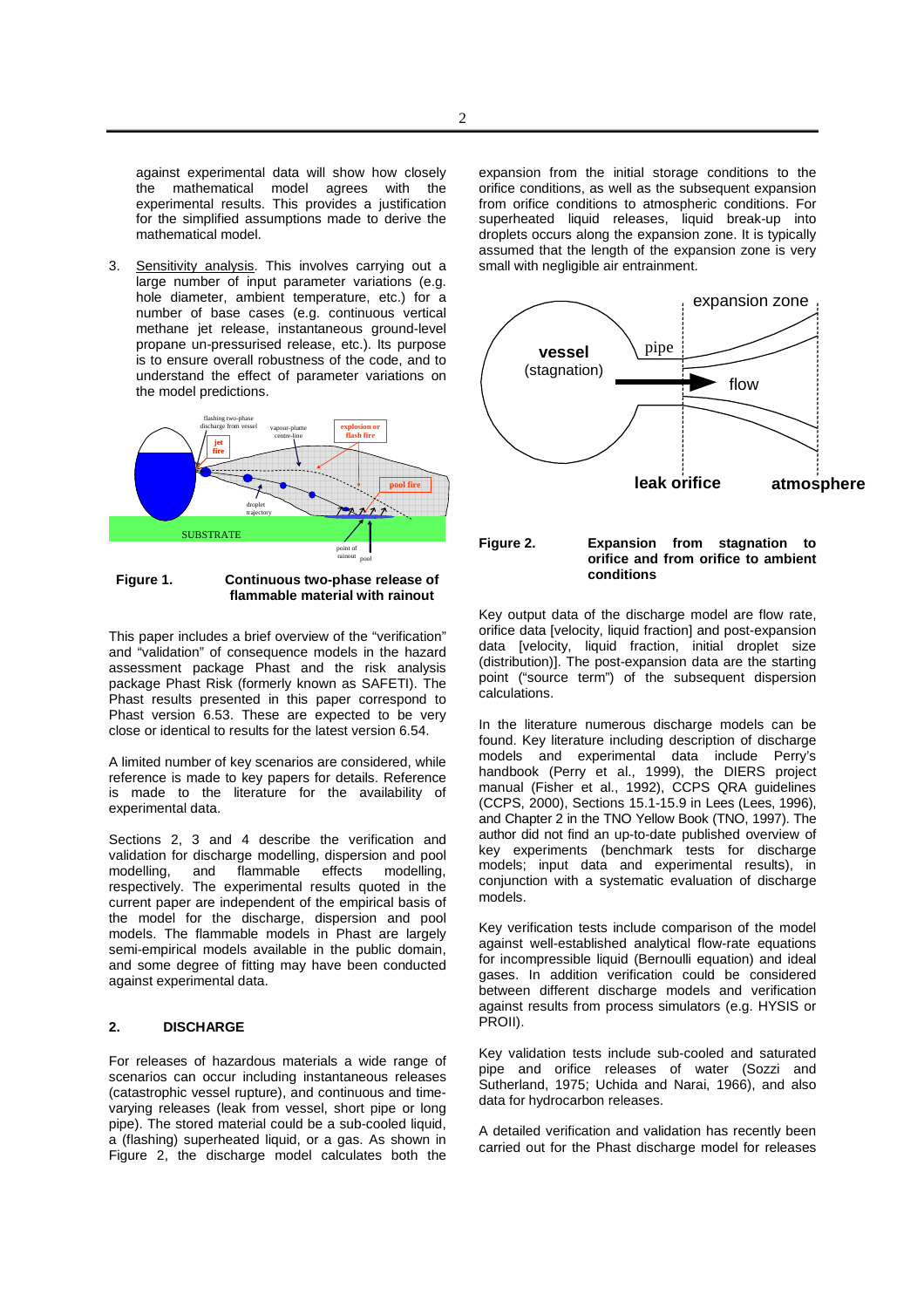against experimental data will show how closely the mathematical model agrees with the experimental results. This provides a justification for the simplified assumptions made to derive the mathematical model.

3. Sensitivity analysis. This involves carrying out a large number of input parameter variations (e.g. hole diameter, ambient temperature, etc.) for a number of base cases (e.g. continuous vertical methane jet release, instantaneous ground-level propane un-pressurised release, etc.). Its purpose is to ensure overall robustness of the code, and to understand the effect of parameter variations on the model predictions.

flashing two-phase discharge from vessel
jet fire
vapour-plume centre-line
explosion or flash fire
pool fire
droplet trajectory
SUBSTRATE
point of rainout
pool

**Figure 1.** **Continuous two-phase release of flammable material with rainout**

This paper includes a brief overview of the "verification" and "validation" of consequence models in the hazard assessment package Phast and the risk analysis package Phast Risk (formerly known as SAFETI). The Phast results presented in this paper correspond to Phast version 6.53. These are expected to be very close or identical to results for the latest version 6.54.

A limited number of key scenarios are considered, while reference is made to key papers for details. Reference is made to the literature for the availability of experimental data.

Sections 2, 3 and 4 describe the verification and validation for discharge modelling, dispersion and pool modelling, and flammable effects modelling, respectively. The experimental results quoted in the current paper are independent of the empirical basis of the model for the discharge, dispersion and pool models. The flammable models in Phast are largely semi-empirical models available in the public domain, and some degree of fitting may have been conducted against experimental data.

## 2. DISCHARGE

For releases of hazardous materials a wide range of scenarios can occur including instantaneous releases (catastrophic vessel rupture), and continuous and time-varying releases (leak from vessel, short pipe or long pipe). The stored material could be a sub-cooled liquid, a (flashing) superheated liquid, or a gas. As shown in Figure 2, the discharge model calculates both the expansion from the initial storage conditions to the orifice conditions, as well as the subsequent expansion from orifice conditions to atmospheric conditions. For superheated liquid releases, liquid break-up into droplets occurs along the expansion zone. It is typically assumed that the length of the expansion zone is very small with negligible air entrainment.

expansion zone
vessel
(stagnation)
pipe
flow
leak orifice
atmosphere

**Figure 2.** **Expansion from stagnation to orifice and from orifice to ambient conditions**

Key output data of the discharge model are flow rate, orifice data [velocity, liquid fraction] and post-expansion data [velocity, liquid fraction, initial droplet size (distribution)]. The post-expansion data are the starting point ("source term") of the subsequent dispersion calculations.

In the literature numerous discharge models can be found. Key literature including description of discharge models and experimental data include Perry's handbook (Perry et al., 1999), the DIERS project manual (Fisher et al., 1992), CCPS QRA guidelines (CCPS, 2000), Sections 15.1-15.9 in Lees (Lees, 1996), and Chapter 2 in the TNO Yellow Book (TNO, 1997). The author did not find an up-to-date published overview of key experiments (benchmark tests for discharge models; input data and experimental results), in conjunction with a systematic evaluation of discharge models.

Key verification tests include comparison of the model against well-established analytical flow-rate equations for incompressible liquid (Bernoulli equation) and ideal gases. In addition verification could be considered between different discharge models and verification against results from process simulators (e.g. HYSIS or PROII).

Key validation tests include sub-cooled and saturated pipe and orifice releases of water (Sozzi and Sutherland, 1975; Uchida and Narai, 1966), and also data for hydrocarbon releases.

A detailed verification and validation has recently been carried out for the Phast discharge model for releases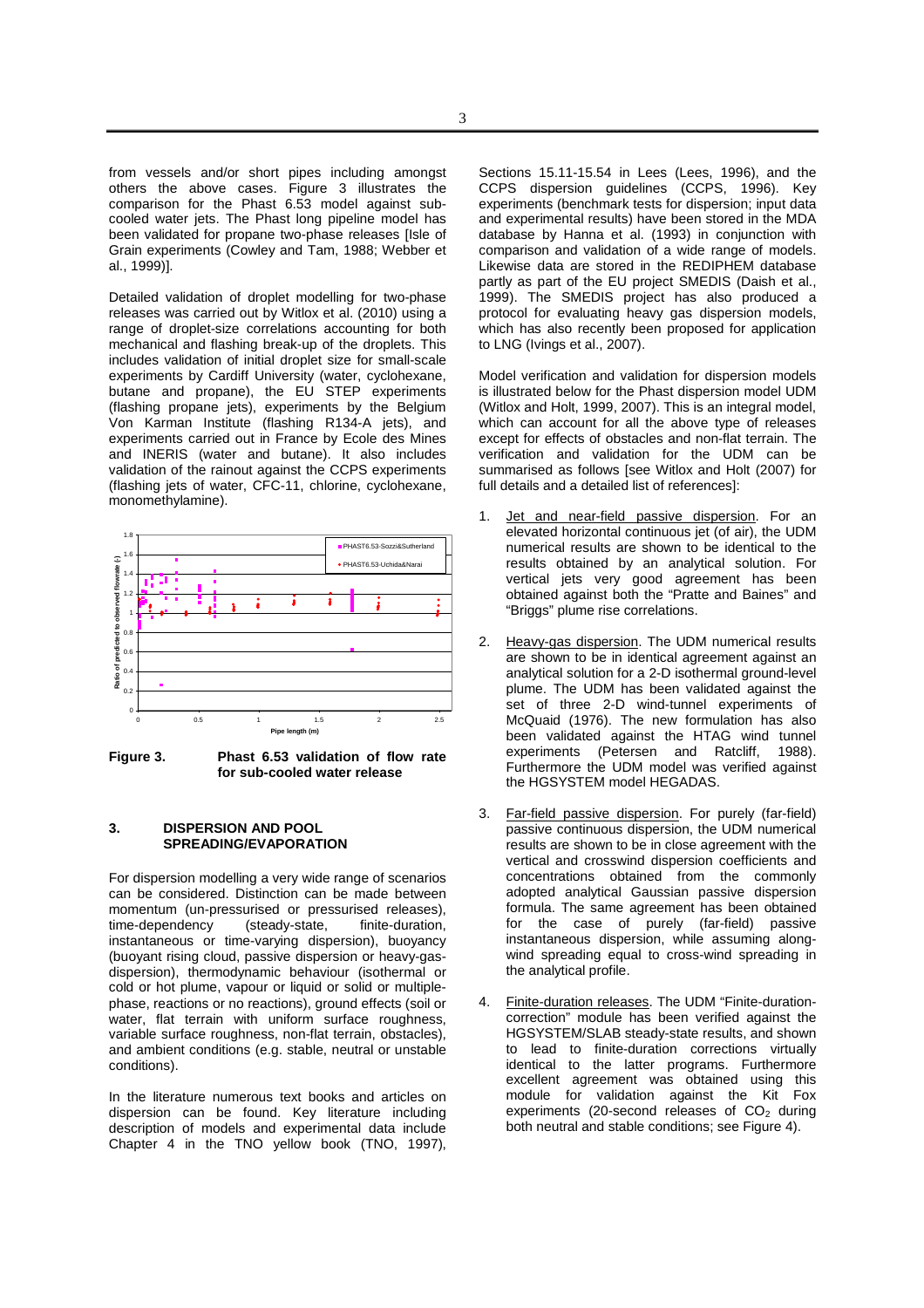from vessels and/or short pipes including amongst others the above cases. Figure 3 illustrates the comparison for the Phast 6.53 model against sub-cooled water jets. The Phast long pipeline model has been validated for propane two-phase releases [Isle of Grain experiments (Cowley and Tam, 1988; Webber et al., 1999)].

Detailed validation of droplet modelling for two-phase releases was carried out by Witlox et al. (2010) using a range of droplet-size correlations accounting for both mechanical and flashing break-up of the droplets. This includes validation of initial droplet size for small-scale experiments by Cardiff University (water, cyclohexane, butane and propane), the EU STEP experiments (flashing propane jets), experiments by the Belgium Von Karman Institute (flashing R134-A jets), and experiments carried out in France by Ecole des Mines and INERIS (water and butane). It also includes validation of the rainout against the CCPS experiments (flashing jets of water, CFC-11, chlorine, cyclohexane, monomethylamine).

PHAST6.53-Sozzi&Sutherland
PHAST6.53-Uchida&Narai
Ratio of predicted to observed flowrate (-)
0
0.2
0.4
0.6
0.8
1
1.2
1.4
1.6
1.8
0
0.5
1
1.5
2
2.5
Pipe length (m)

**Figure 3.** **Phast 6.53 validation of flow rate for sub-cooled water release**

## 3. DISPERSION AND POOL SPREADING/EVAPORATION

For dispersion modelling a very wide range of scenarios can be considered. Distinction can be made between momentum (un-pressurised or pressurised releases), time-dependency (steady-state, finite-duration, instantaneous or time-varying dispersion), buoyancy (buoyant rising cloud, passive dispersion or heavy-gas-dispersion), thermodynamic behaviour (isothermal or cold or hot plume, vapour or liquid or solid or multiple-phase, reactions or no reactions), ground effects (soil or water, flat terrain with uniform surface roughness, variable surface roughness, non-flat terrain, obstacles), and ambient conditions (e.g. stable, neutral or unstable conditions).

In the literature numerous text books and articles on dispersion can be found. Key literature including description of models and experimental data include Chapter 4 in the TNO yellow book (TNO, 1997), Sections 15.11-15.54 in Lees (Lees, 1996), and the CCPS dispersion guidelines (CCPS, 1996). Key experiments (benchmark tests for dispersion; input data and experimental results) have been stored in the MDA database by Hanna et al. (1993) in conjunction with comparison and validation of a wide range of models. Likewise data are stored in the REDIPHEM database partly as part of the EU project SMEDIS (Daish et al., 1999). The SMEDIS project has also produced a protocol for evaluating heavy gas dispersion models, which has also recently been proposed for application to LNG (Ivings et al., 2007).

Model verification and validation for dispersion models is illustrated below for the Phast dispersion model UDM (Witlox and Holt, 1999, 2007). This is an integral model, which can account for all the above type of releases except for effects of obstacles and non-flat terrain. The verification and validation for the UDM can be summarised as follows [see Witlox and Holt (2007) for full details and a detailed list of references]:

1. Jet and near-field passive dispersion. For an elevated horizontal continuous jet (of air), the UDM numerical results are shown to be identical to the results obtained by an analytical solution. For vertical jets very good agreement has been obtained against both the "Pratte and Baines" and "Briggs" plume rise correlations.

2. Heavy-gas dispersion. The UDM numerical results are shown to be in identical agreement against an analytical solution for a 2-D isothermal ground-level plume. The UDM has been validated against the set of three 2-D wind-tunnel experiments of McQuaid (1976). The new formulation has also been validated against the HTAG wind tunnel experiments (Petersen and Ratcliff, 1988). Furthermore the UDM model was verified against the HGSYSTEM model HEGADAS.

3. Far-field passive dispersion. For purely (far-field) passive continuous dispersion, the UDM numerical results are shown to be in close agreement with the vertical and crosswind dispersion coefficients and concentrations obtained from the commonly adopted analytical Gaussian passive dispersion formula. The same agreement has been obtained for the case of purely (far-field) passive instantaneous dispersion, while assuming along-wind spreading equal to cross-wind spreading in the analytical profile.

4. Finite-duration releases. The UDM "Finite-duration-correction" module has been verified against the HGSYSTEM/SLAB steady-state results, and shown to lead to finite-duration corrections virtually identical to the latter programs. Furthermore excellent agreement was obtained using this module for validation against the Kit Fox experiments (20-second releases of $CO_2$ during both neutral and stable conditions; see Figure 4).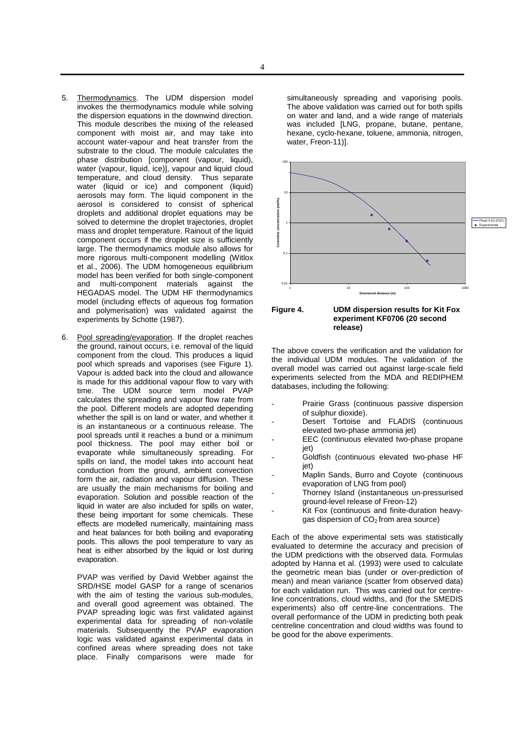5. Thermodynamics. The UDM dispersion model invokes the thermodynamics module while solving the dispersion equations in the downwind direction. This module describes the mixing of the released component with moist air, and may take into account water-vapour and heat transfer from the substrate to the cloud. The module calculates the phase distribution [component (vapour, liquid), water (vapour, liquid, ice)], vapour and liquid cloud temperature, and cloud density. Thus separate water (liquid or ice) and component (liquid) aerosols may form. The liquid component in the aerosol is considered to consist of spherical droplets and additional droplet equations may be solved to determine the droplet trajectories, droplet mass and droplet temperature. Rainout of the liquid component occurs if the droplet size is sufficiently large. The thermodynamics module also allows for more rigorous multi-component modelling (Witlox et al., 2006). The UDM homogeneous equilibrium model has been verified for both single-component and multi-component materials against the HEGADAS model. The UDM HF thermodynamics model (including effects of aqueous fog formation and polymerisation) was validated against the experiments by Schotte (1987).

6. Pool spreading/evaporation. If the droplet reaches the ground, rainout occurs, i.e. removal of the liquid component from the cloud. This produces a liquid pool which spreads and vaporises (see Figure 1). Vapour is added back into the cloud and allowance is made for this additional vapour flow to vary with time. The UDM source term model PVAP calculates the spreading and vapour flow rate from the pool. Different models are adopted depending whether the spill is on land or water, and whether it is an instantaneous or a continuous release. The pool spreads until it reaches a bund or a minimum pool thickness. The pool may either boil or evaporate while simultaneously spreading. For spills on land, the model takes into account heat conduction from the ground, ambient convection form the air, radiation and vapour diffusion. These are usually the main mechanisms for boiling and evaporation. Solution and possible reaction of the liquid in water are also included for spills on water, these being important for some chemicals. These effects are modelled numerically, maintaining mass and heat balances for both boiling and evaporating pools. This allows the pool temperature to vary as heat is either absorbed by the liquid or lost during evaporation.

   PVAP was verified by David Webber against the SRD/HSE model GASP for a range of scenarios with the aim of testing the various sub-modules, and overall good agreement was obtained. The PVAP spreading logic was first validated against experimental data for spreading of non-volatile materials. Subsequently the PVAP evaporation logic was validated against experimental data in confined areas where spreading does not take place. Finally comparisons were made for simultaneously spreading and vaporising pools. The above validation was carried out for both spills on water and land, and a wide range of materials was included [LNG, propane, butane, pentane, hexane, cyclo-hexane, toluene, ammonia, nitrogen, water, Freon-11)].

Centreline concentration (mol%)
100
10
1
0.1
0.01
1
10
100
1000
Downwind distance (m)
Phast 6.53 (FDC)
Experimental

**Figure 4. UDM dispersion results for Kit Fox experiment KF0706 (20 second release)**

The above covers the verification and the validation for the individual UDM modules. The validation of the overall model was carried out against large-scale field experiments selected from the MDA and REDIPHEM databases, including the following:

- Prairie Grass (continuous passive dispersion of sulphur dioxide).
- Desert Tortoise and FLADIS (continuous elevated two-phase ammonia jet)
- EEC (continuous elevated two-phase propane jet)
- Goldfish (continuous elevated two-phase HF jet)
- Maplin Sands, Burro and Coyote (continuous evaporation of LNG from pool)
- Thorney Island (instantaneous un-pressurised ground-level release of Freon-12)
- Kit Fox (continuous and finite-duration heavy-gas dispersion of $CO_2$ from area source)

Each of the above experimental sets was statistically evaluated to determine the accuracy and precision of the UDM predictions with the observed data. Formulas adopted by Hanna et al. (1993) were used to calculate the geometric mean bias (under or over-prediction of mean) and mean variance (scatter from observed data) for each validation run. This was carried out for centre-line concentrations, cloud widths, and (for the SMEDIS experiments) also off centre-line concentrations. The overall performance of the UDM in predicting both peak centreline concentration and cloud widths was found to be good for the above experiments.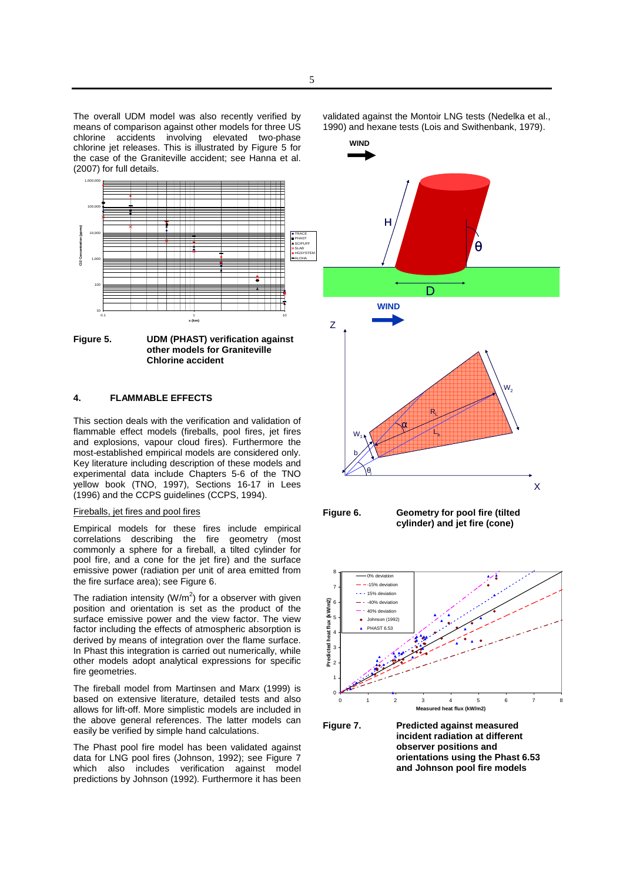The overall UDM model was also recently verified by means of comparison against other models for three US chlorine accidents involving elevated two-phase chlorine jet releases. This is illustrated by Figure 5 for the case of the Graniteville accident; see Hanna et al. (2007) for full details.

1,000,000
100,000
10,000
1,000
100
10
Cl2 Concentration (ppm)
0.1
1
10
x (km)
TRACE
PHAST
SCIPUFF
SLAB
HGSYSTEM
ALOHA

**Figure 5.** **UDM (PHAST) verification against other models for Graniteville Chlorine accident**

## 4. FLAMMABLE EFFECTS

This section deals with the verification and validation of flammable effect models (fireballs, pool fires, jet fires and explosions, vapour cloud fires). Furthermore the most-established empirical models are considered only. Key literature including description of these models and experimental data include Chapters 5-6 of the TNO yellow book (TNO, 1997), Sections 16-17 in Lees (1996) and the CCPS guidelines (CCPS, 1994).

### Fireballs, jet fires and pool fires

Empirical models for these fires include empirical correlations describing the fire geometry (most commonly a sphere for a fireball, a tilted cylinder for pool fire, and a cone for the jet fire) and the surface emissive power (radiation per unit of area emitted from the fire surface area); see Figure 6.

The radiation intensity (W/m$^2$) for a observer with given position and orientation is set as the product of the surface emissive power and the view factor. The view factor including the effects of atmospheric absorption is derived by means of integration over the flame surface. In Phast this integration is carried out numerically, while other models adopt analytical expressions for specific fire geometries.

The fireball model from Martinsen and Marx (1999) is based on extensive literature, detailed tests and also allows for lift-off. More simplistic models are included in the above general references. The latter models can easily be verified by simple hand calculations.

The Phast pool fire model has been validated against data for LNG pool fires (Johnson, 1992); see Figure 7 which also includes verification against model predictions by Johnson (1992). Furthermore it has been validated against the Montoir LNG tests (Nedelka et al., 1990) and hexane tests (Lois and Swithenbank, 1979).

WIND
H
θ
D
WIND
Z
X
$W_2$
$R_L$
α
$L_b$
$W_1$
b
θ

**Figure 6.** **Geometry for pool fire (tilted cylinder) and jet fire (cone)**

0% deviation
-15% deviation
15% deviation
-40% deviation
40% deviation
Johnson (1992)
PHAST 6.53
Predicted heat flux (kW/m2)
Measured heat flux (kW/m2)
0
1
2
3
4
5
6
7
8

**Figure 7.** **Predicted against measured incident radiation at different observer positions and orientations using the Phast 6.53 and Johnson pool fire models**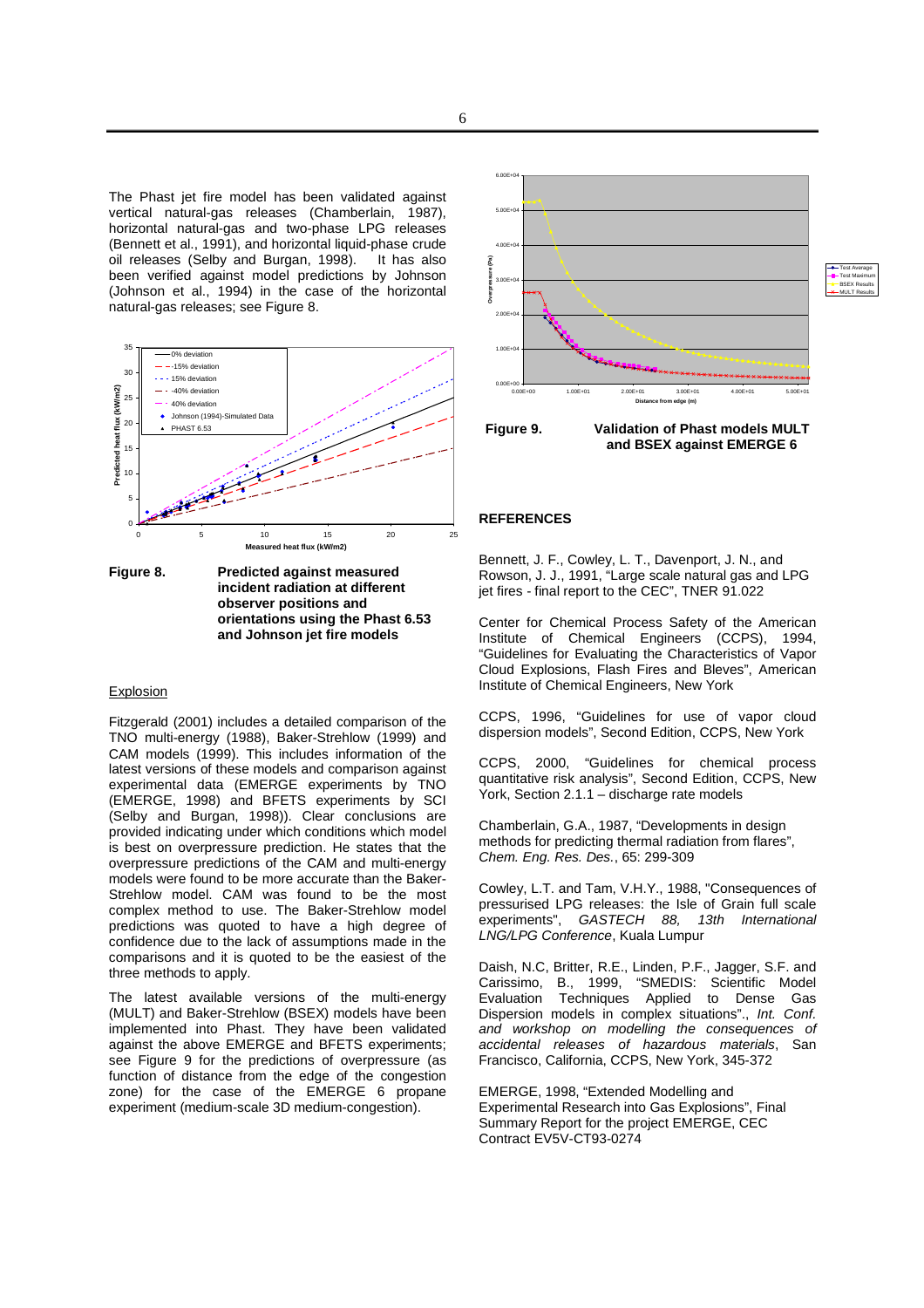The Phast jet fire model has been validated against vertical natural-gas releases (Chamberlain, 1987), horizontal natural-gas and two-phase LPG releases (Bennett et al., 1991), and horizontal liquid-phase crude oil releases (Selby and Burgan, 1998). It has also been verified against model predictions by Johnson (Johnson et al., 1994) in the case of the horizontal natural-gas releases; see Figure 8.

35
30
25
20
15
10
5
0
Predicted heat flux (kW/m2)
0% deviation
-15% deviation
15% deviation
-40% deviation
40% deviation
Johnson (1994)-Simulated Data
PHAST 6.53
0
5
10
15
20
25
Measured heat flux (kW/m2)

**Figure 8.** **Predicted against measured incident radiation at different observer positions and orientations using the Phast 6.53 and Johnson jet fire models**

## Explosion

Fitzgerald (2001) includes a detailed comparison of the TNO multi-energy (1988), Baker-Strehlow (1999) and CAM models (1999). This includes information of the latest versions of these models and comparison against experimental data (EMERGE experiments by TNO (EMERGE, 1998) and BFETS experiments by SCI (Selby and Burgan, 1998)). Clear conclusions are provided indicating under which conditions which model is best on overpressure prediction. He states that the overpressure predictions of the CAM and multi-energy models were found to be more accurate than the Baker-Strehlow model. CAM was found to be the most complex method to use. The Baker-Strehlow model predictions was quoted to have a high degree of confidence due to the lack of assumptions made in the comparisons and it is quoted to be the easiest of the three methods to apply.

The latest available versions of the multi-energy (MULT) and Baker-Strehlow (BSEX) models have been implemented into Phast. They have been validated against the above EMERGE and BFETS experiments; see Figure 9 for the predictions of overpressure (as function of distance from the edge of the congestion zone) for the case of the EMERGE 6 propane experiment (medium-scale 3D medium-congestion).

6.00E+04
5.00E+04
4.00E+04
3.00E+04
2.00E+04
1.00E+04
0.00E+00
Overpressure (Pa)
0.00E+00
1.00E+01
2.00E+01
3.00E+01
4.00E+01
5.00E+01
Distance from edge (m)
Test Average
Test Maximum
BSEX Results
MULT Results

**Figure 9.** **Validation of Phast models MULT and BSEX against EMERGE 6**

## REFERENCES

Bennett, J. F., Cowley, L. T., Davenport, J. N., and Rowson, J. J., 1991, "Large scale natural gas and LPG jet fires - final report to the CEC", TNER 91.022

Center for Chemical Process Safety of the American Institute of Chemical Engineers (CCPS), 1994, "Guidelines for Evaluating the Characteristics of Vapor Cloud Explosions, Flash Fires and Bleves", American Institute of Chemical Engineers, New York

CCPS, 1996, "Guidelines for use of vapor cloud dispersion models", Second Edition, CCPS, New York

CCPS, 2000, "Guidelines for chemical process quantitative risk analysis", Second Edition, CCPS, New York, Section 2.1.1 – discharge rate models

Chamberlain, G.A., 1987, "Developments in design methods for predicting thermal radiation from flares", *Chem. Eng. Res. Des.*, 65: 299-309

Cowley, L.T. and Tam, V.H.Y., 1988, "Consequences of pressurised LPG releases: the Isle of Grain full scale experiments", *GASTECH 88, 13th International LNG/LPG Conference*, Kuala Lumpur

Daish, N.C, Britter, R.E., Linden, P.F., Jagger, S.F. and Carissimo, B., 1999, "SMEDIS: Scientific Model Evaluation Techniques Applied to Dense Gas Dispersion models in complex situations"., *Int. Conf. and workshop on modelling the consequences of accidental releases of hazardous materials*, San Francisco, California, CCPS, New York, 345-372

EMERGE, 1998, "Extended Modelling and Experimental Research into Gas Explosions", Final Summary Report for the project EMERGE, CEC Contract EV5V-CT93-0274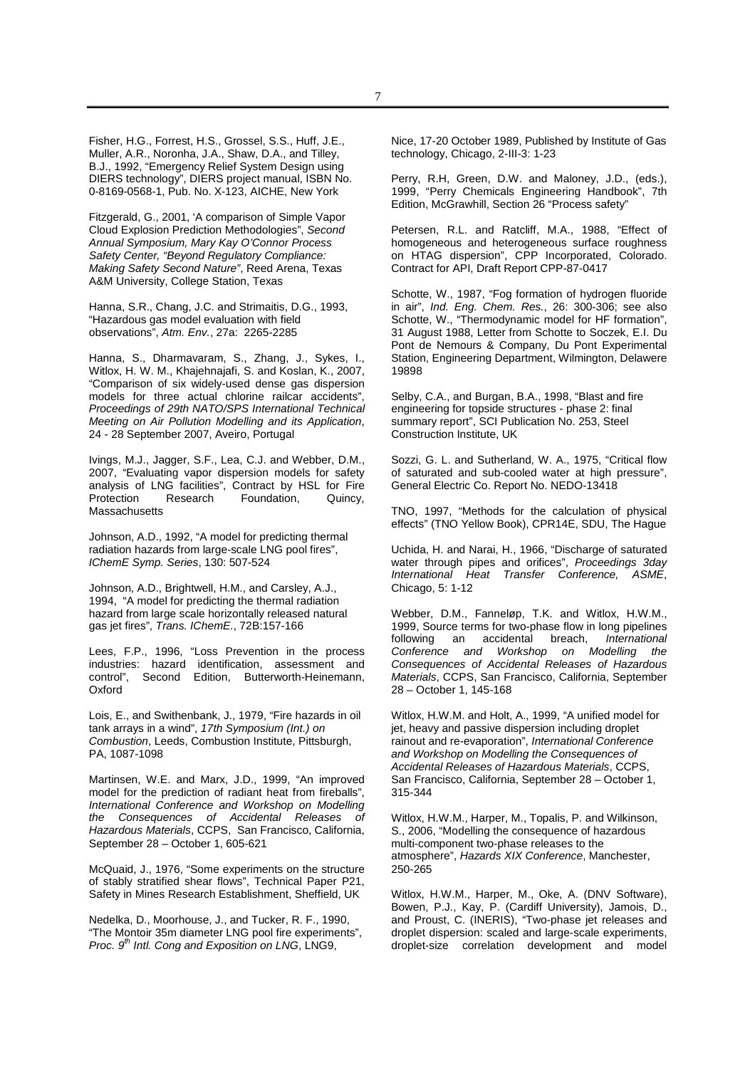Fisher, H.G., Forrest, H.S., Grossel, S.S., Huff, J.E., Muller, A.R., Noronha, J.A., Shaw, D.A., and Tilley, B.J., 1992, "Emergency Relief System Design using DIERS technology", DIERS project manual, ISBN No. 0-8169-0568-1, Pub. No. X-123, AICHE, New York

Fitzgerald, G., 2001, 'A comparison of Simple Vapor Cloud Explosion Prediction Methodologies", *Second Annual Symposium, Mary Kay O'Connor Process Safety Center, "Beyond Regulatory Compliance: Making Safety Second Nature"*, Reed Arena, Texas A&M University, College Station, Texas

Hanna, S.R., Chang, J.C. and Strimaitis, D.G., 1993, "Hazardous gas model evaluation with field observations", *Atm. Env.*, 27a: 2265-2285

Hanna, S., Dharmavaram, S., Zhang, J., Sykes, I., Witlox, H. W. M., Khajehnajafi, S. and Koslan, K., 2007, "Comparison of six widely-used dense gas dispersion models for three actual chlorine railcar accidents", *Proceedings of 29th NATO/SPS International Technical Meeting on Air Pollution Modelling and its Application*, 24 - 28 September 2007, Aveiro, Portugal

Ivings, M.J., Jagger, S.F., Lea, C.J. and Webber, D.M., 2007, "Evaluating vapor dispersion models for safety analysis of LNG facilities", Contract by HSL for Fire Protection Research Foundation, Quincy, Massachusetts

Johnson, A.D., 1992, "A model for predicting thermal radiation hazards from large-scale LNG pool fires", *IChemE Symp. Series*, 130: 507-524

Johnson, A.D., Brightwell, H.M., and Carsley, A.J., 1994, "A model for predicting the thermal radiation hazard from large scale horizontally released natural gas jet fires", *Trans. IChemE.*, 72B:157-166

Lees, F.P., 1996, "Loss Prevention in the process industries: hazard identification, assessment and control", Second Edition, Butterworth-Heinemann, Oxford

Lois, E., and Swithenbank, J., 1979, "Fire hazards in oil tank arrays in a wind", *17th Symposium (Int.) on Combustion*, Leeds, Combustion Institute, Pittsburgh, PA, 1087-1098

Martinsen, W.E. and Marx, J.D., 1999, "An improved model for the prediction of radiant heat from fireballs", *International Conference and Workshop on Modelling the Consequences of Accidental Releases of Hazardous Materials*, CCPS, San Francisco, California, September 28 – October 1, 605-621

McQuaid, J., 1976, "Some experiments on the structure of stably stratified shear flows", Technical Paper P21, Safety in Mines Research Establishment, Sheffield, UK

Nedelka, D., Moorhouse, J., and Tucker, R. F., 1990, "The Montoir 35m diameter LNG pool fire experiments", *Proc. 9th Intl. Cong and Exposition on LNG*, LNG9, Nice, 17-20 October 1989, Published by Institute of Gas technology, Chicago, 2-III-3: 1-23

Perry, R.H, Green, D.W. and Maloney, J.D., (eds.), 1999, "Perry Chemicals Engineering Handbook", 7th Edition, McGrawhill, Section 26 "Process safety"

Petersen, R.L. and Ratcliff, M.A., 1988, "Effect of homogeneous and heterogeneous surface roughness on HTAG dispersion", CPP Incorporated, Colorado. Contract for API, Draft Report CPP-87-0417

Schotte, W., 1987, "Fog formation of hydrogen fluoride in air", *Ind. Eng. Chem. Res.*, 26: 300-306; see also Schotte, W., "Thermodynamic model for HF formation", 31 August 1988, Letter from Schotte to Soczek, E.I. Du Pont de Nemours & Company, Du Pont Experimental Station, Engineering Department, Wilmington, Delawere 19898

Selby, C.A., and Burgan, B.A., 1998, "Blast and fire engineering for topside structures - phase 2: final summary report", SCI Publication No. 253, Steel Construction Institute, UK

Sozzi, G. L. and Sutherland, W. A., 1975, "Critical flow of saturated and sub-cooled water at high pressure", General Electric Co. Report No. NEDO-13418

TNO, 1997, "Methods for the calculation of physical effects" (TNO Yellow Book), CPR14E, SDU, The Hague

Uchida, H. and Narai, H., 1966, "Discharge of saturated water through pipes and orifices", *Proceedings 3day International Heat Transfer Conference, ASME*, Chicago, 5: 1-12

Webber, D.M., Fanneløp, T.K. and Witlox, H.W.M., 1999, Source terms for two-phase flow in long pipelines following an accidental breach, *International Conference and Workshop on Modelling the Consequences of Accidental Releases of Hazardous Materials*, CCPS, San Francisco, California, September 28 – October 1, 145-168

Witlox, H.W.M. and Holt, A., 1999, "A unified model for jet, heavy and passive dispersion including droplet rainout and re-evaporation", *International Conference and Workshop on Modelling the Consequences of Accidental Releases of Hazardous Materials*, CCPS, San Francisco, California, September 28 – October 1, 315-344

Witlox, H.W.M., Harper, M., Topalis, P. and Wilkinson, S., 2006, "Modelling the consequence of hazardous multi-component two-phase releases to the atmosphere", *Hazards XIX Conference*, Manchester, 250-265

Witlox, H.W.M., Harper, M., Oke, A. (DNV Software), Bowen, P.J., Kay, P. (Cardiff University), Jamois, D., and Proust, C. (INERIS), "Two-phase jet releases and droplet dispersion: scaled and large-scale experiments, droplet-size correlation development and model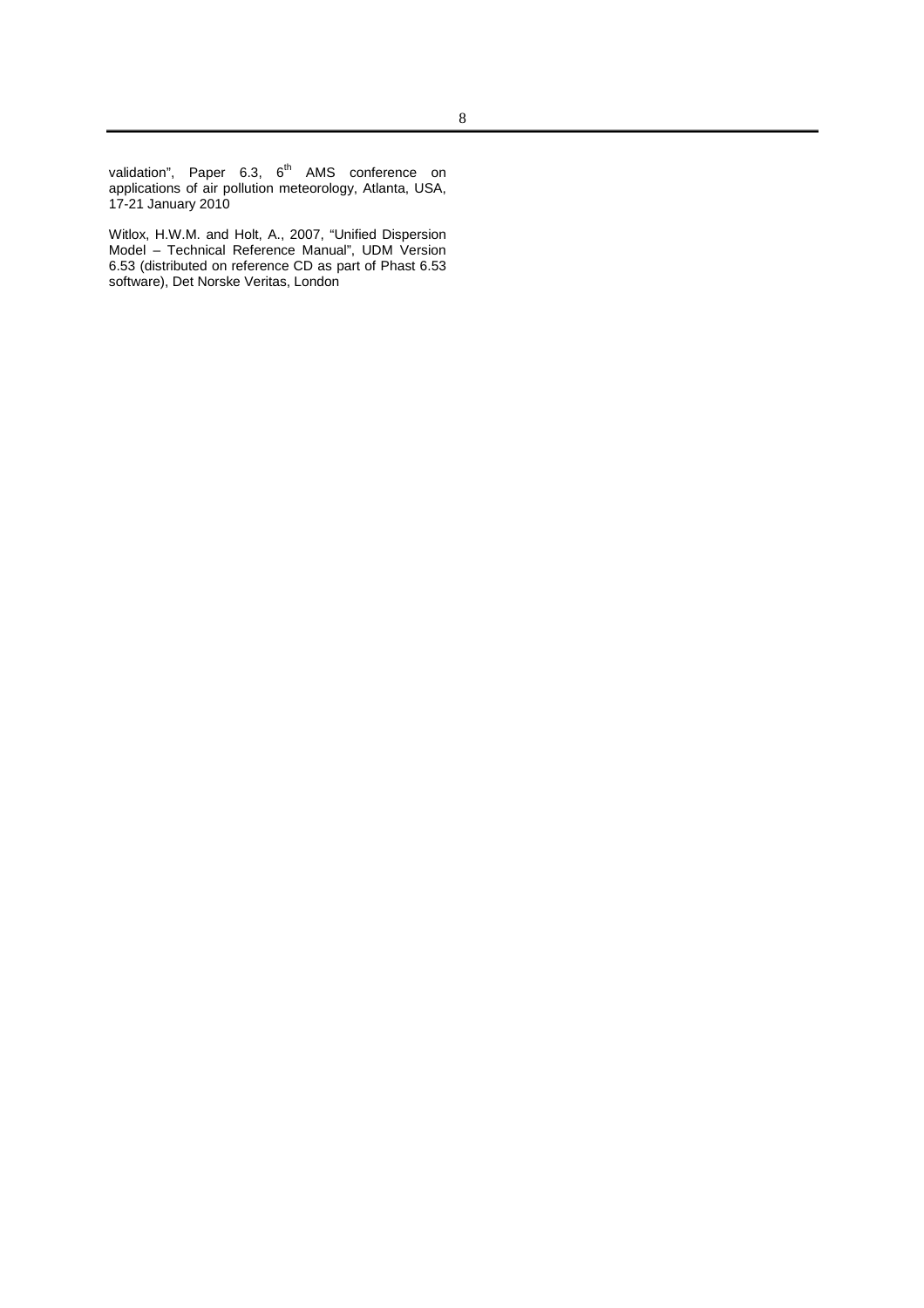validation", Paper 6.3, 6th AMS conference on applications of air pollution meteorology, Atlanta, USA, 17-21 January 2010

Witlox, H.W.M. and Holt, A., 2007, "Unified Dispersion Model – Technical Reference Manual", UDM Version 6.53 (distributed on reference CD as part of Phast 6.53 software), Det Norske Veritas, London